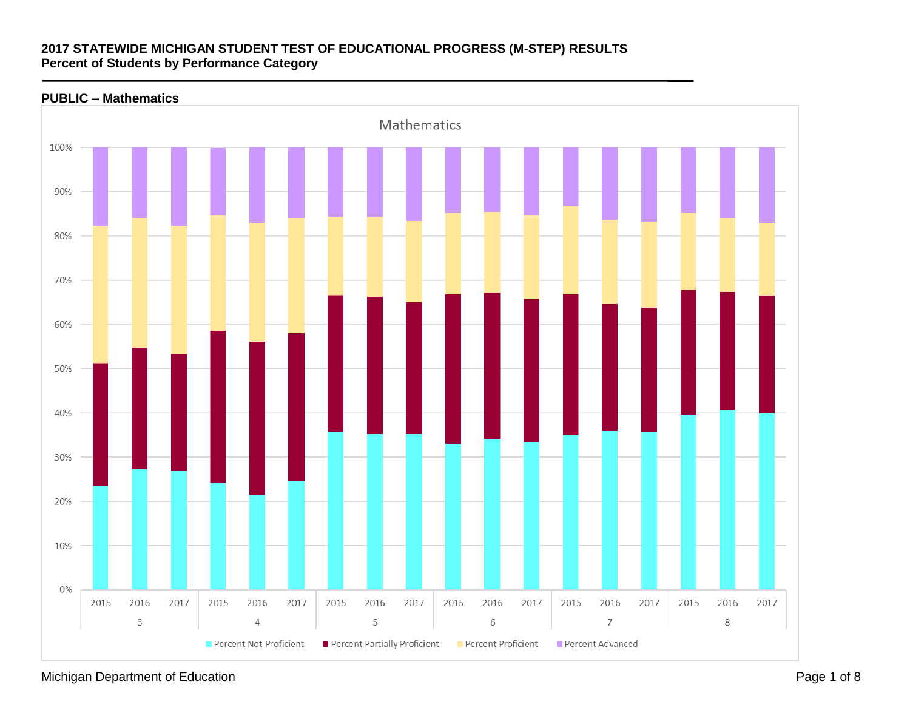**2017 STATEWIDE MICHIGAN STUDENT TEST OF EDUCATIONAL PROGRESS (M-STEP) RESULTS**
**Percent of Students by Performance Category**

---

**PUBLIC – Mathematics**

Mathematics

Legend: Percent Not Proficient, Percent Partially Proficient, Percent Proficient, Percent Advanced

Grades: 3, 4, 5, 6, 7, 8 (years 2015, 2016, 2017 for each grade)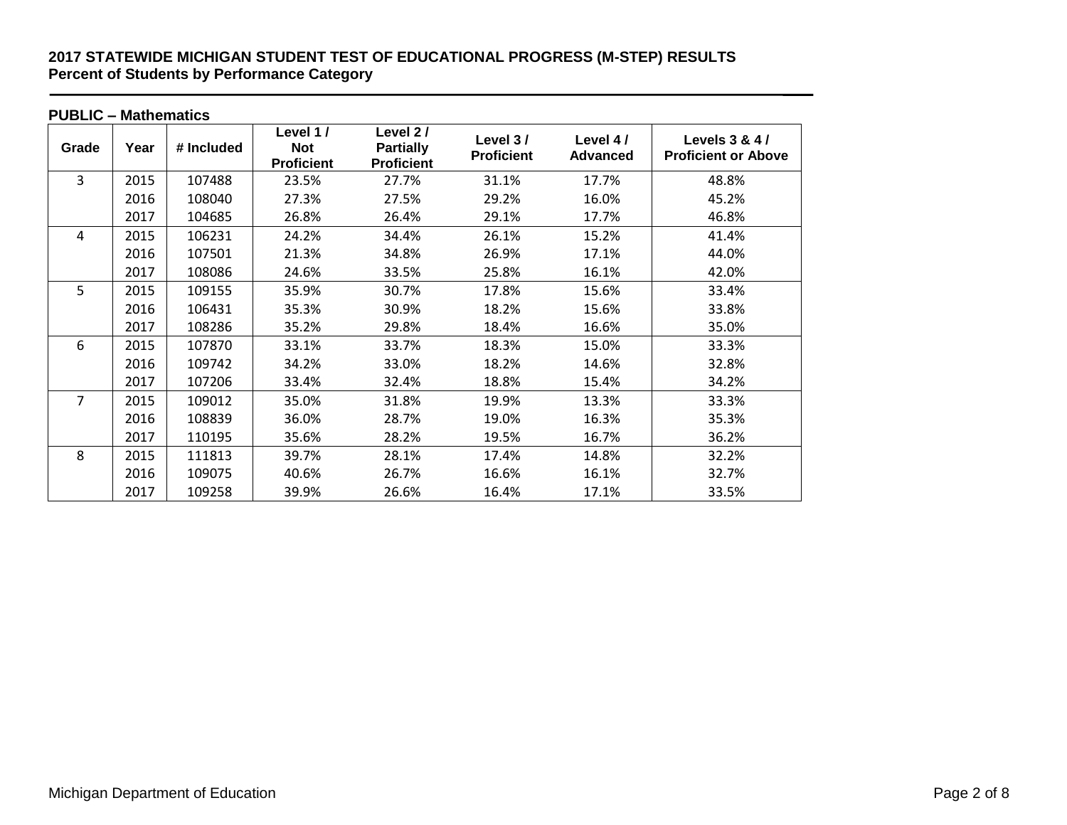**2017 STATEWIDE MICHIGAN STUDENT TEST OF EDUCATIONAL PROGRESS (M-STEP) RESULTS**
**Percent of Students by Performance Category**

**PUBLIC – Mathematics**

| Grade | Year | # Included | Level 1 / Not Proficient | Level 2 / Partially Proficient | Level 3 / Proficient | Level 4 / Advanced | Levels 3 & 4 / Proficient or Above |
|---|---|---|---|---|---|---|---|
| 3 | 2015 | 107488 | 23.5% | 27.7% | 31.1% | 17.7% | 48.8% |
| | 2016 | 108040 | 27.3% | 27.5% | 29.2% | 16.0% | 45.2% |
| | 2017 | 104685 | 26.8% | 26.4% | 29.1% | 17.7% | 46.8% |
| 4 | 2015 | 106231 | 24.2% | 34.4% | 26.1% | 15.2% | 41.4% |
| | 2016 | 107501 | 21.3% | 34.8% | 26.9% | 17.1% | 44.0% |
| | 2017 | 108086 | 24.6% | 33.5% | 25.8% | 16.1% | 42.0% |
| 5 | 2015 | 109155 | 35.9% | 30.7% | 17.8% | 15.6% | 33.4% |
| | 2016 | 106431 | 35.3% | 30.9% | 18.2% | 15.6% | 33.8% |
| | 2017 | 108286 | 35.2% | 29.8% | 18.4% | 16.6% | 35.0% |
| 6 | 2015 | 107870 | 33.1% | 33.7% | 18.3% | 15.0% | 33.3% |
| | 2016 | 109742 | 34.2% | 33.0% | 18.2% | 14.6% | 32.8% |
| | 2017 | 107206 | 33.4% | 32.4% | 18.8% | 15.4% | 34.2% |
| 7 | 2015 | 109012 | 35.0% | 31.8% | 19.9% | 13.3% | 33.3% |
| | 2016 | 108839 | 36.0% | 28.7% | 19.0% | 16.3% | 35.3% |
| | 2017 | 110195 | 35.6% | 28.2% | 19.5% | 16.7% | 36.2% |
| 8 | 2015 | 111813 | 39.7% | 28.1% | 17.4% | 14.8% | 32.2% |
| | 2016 | 109075 | 40.6% | 26.7% | 16.6% | 16.1% | 32.7% |
| | 2017 | 109258 | 39.9% | 26.6% | 16.4% | 17.1% | 33.5% |

Michigan Department of Education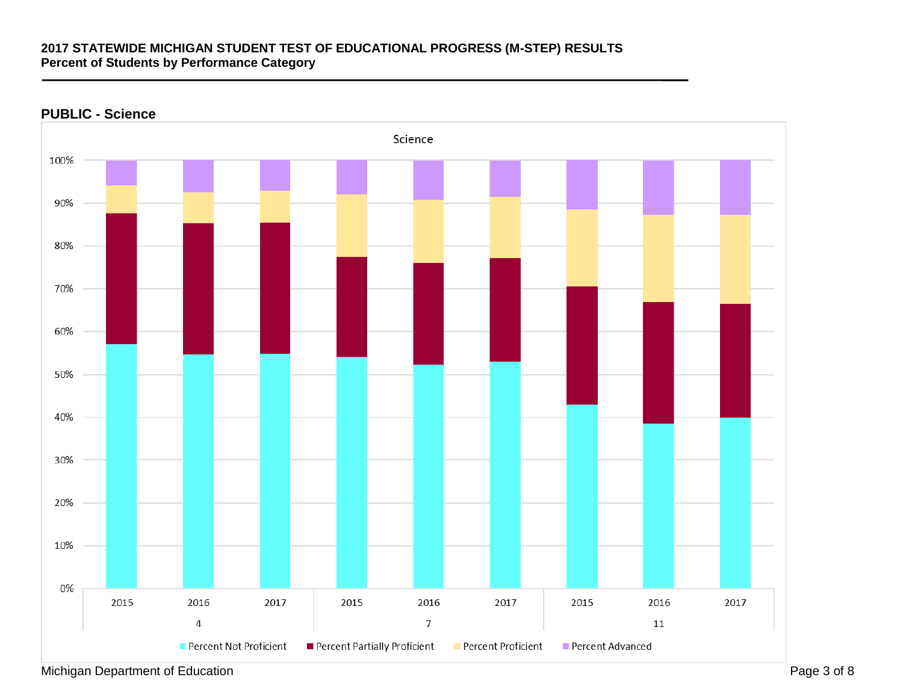**2017 STATEWIDE MICHIGAN STUDENT TEST OF EDUCATIONAL PROGRESS (M-STEP) RESULTS**
**Percent of Students by Performance Category**

## PUBLIC - Science

Science

100%
90%
80%
70%
60%
50%
40%
30%
20%
10%
0%

2015 2016 2017 2015 2016 2017 2015 2016 2017

4 7 11

Percent Not Proficient · Percent Partially Proficient · Percent Proficient · Percent Advanced

Michigan Department of Education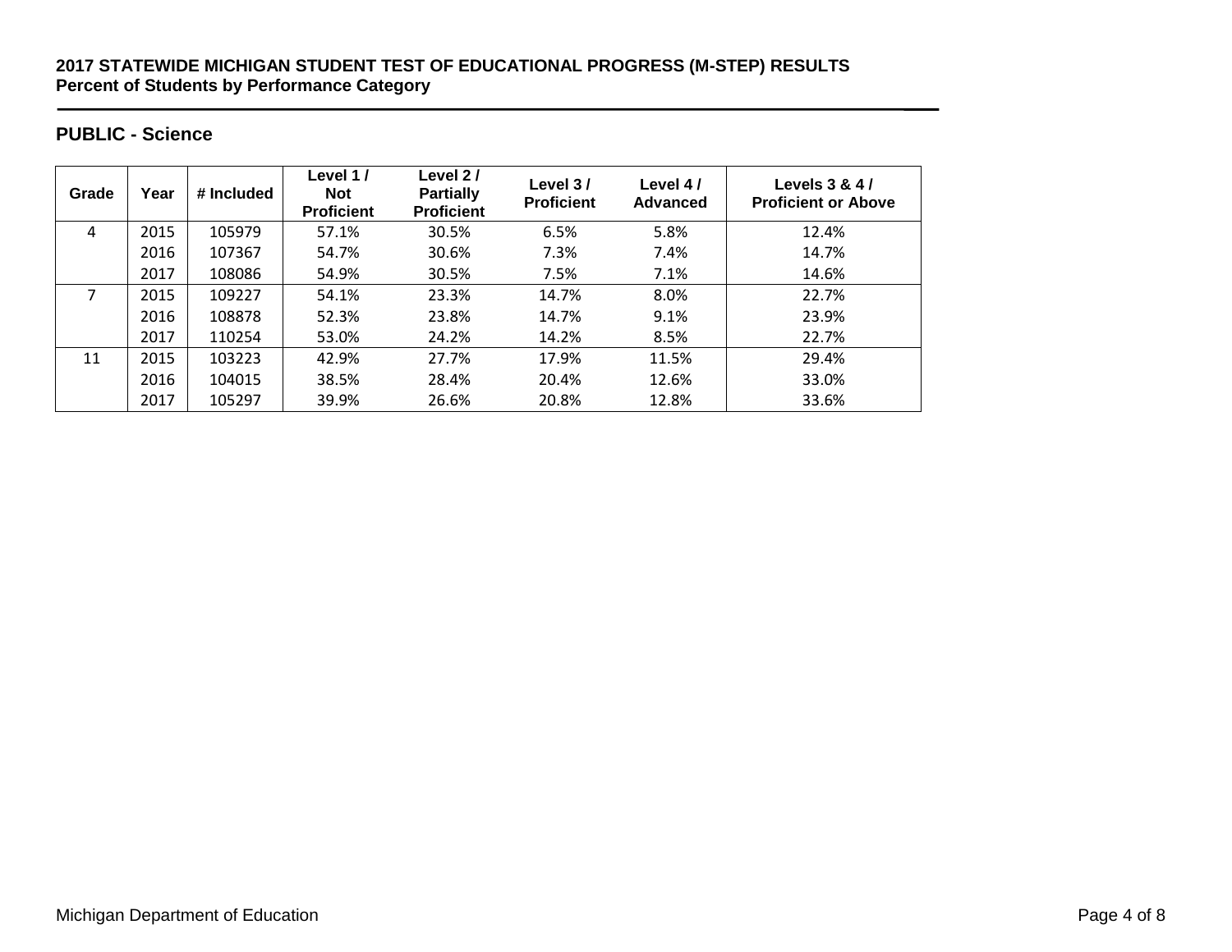**2017 STATEWIDE MICHIGAN STUDENT TEST OF EDUCATIONAL PROGRESS (M-STEP) RESULTS**
**Percent of Students by Performance Category**

## PUBLIC - Science

| Grade | Year | # Included | Level 1 / Not Proficient | Level 2 / Partially Proficient | Level 3 / Proficient | Level 4 / Advanced | Levels 3 & 4 / Proficient or Above |
|---|---|---|---|---|---|---|---|
| 4 | 2015 | 105979 | 57.1% | 30.5% | 6.5% | 5.8% | 12.4% |
| | 2016 | 107367 | 54.7% | 30.6% | 7.3% | 7.4% | 14.7% |
| | 2017 | 108086 | 54.9% | 30.5% | 7.5% | 7.1% | 14.6% |
| 7 | 2015 | 109227 | 54.1% | 23.3% | 14.7% | 8.0% | 22.7% |
| | 2016 | 108878 | 52.3% | 23.8% | 14.7% | 9.1% | 23.9% |
| | 2017 | 110254 | 53.0% | 24.2% | 14.2% | 8.5% | 22.7% |
| 11 | 2015 | 103223 | 42.9% | 27.7% | 17.9% | 11.5% | 29.4% |
| | 2016 | 104015 | 38.5% | 28.4% | 20.4% | 12.6% | 33.0% |
| | 2017 | 105297 | 39.9% | 26.6% | 20.8% | 12.8% | 33.6% |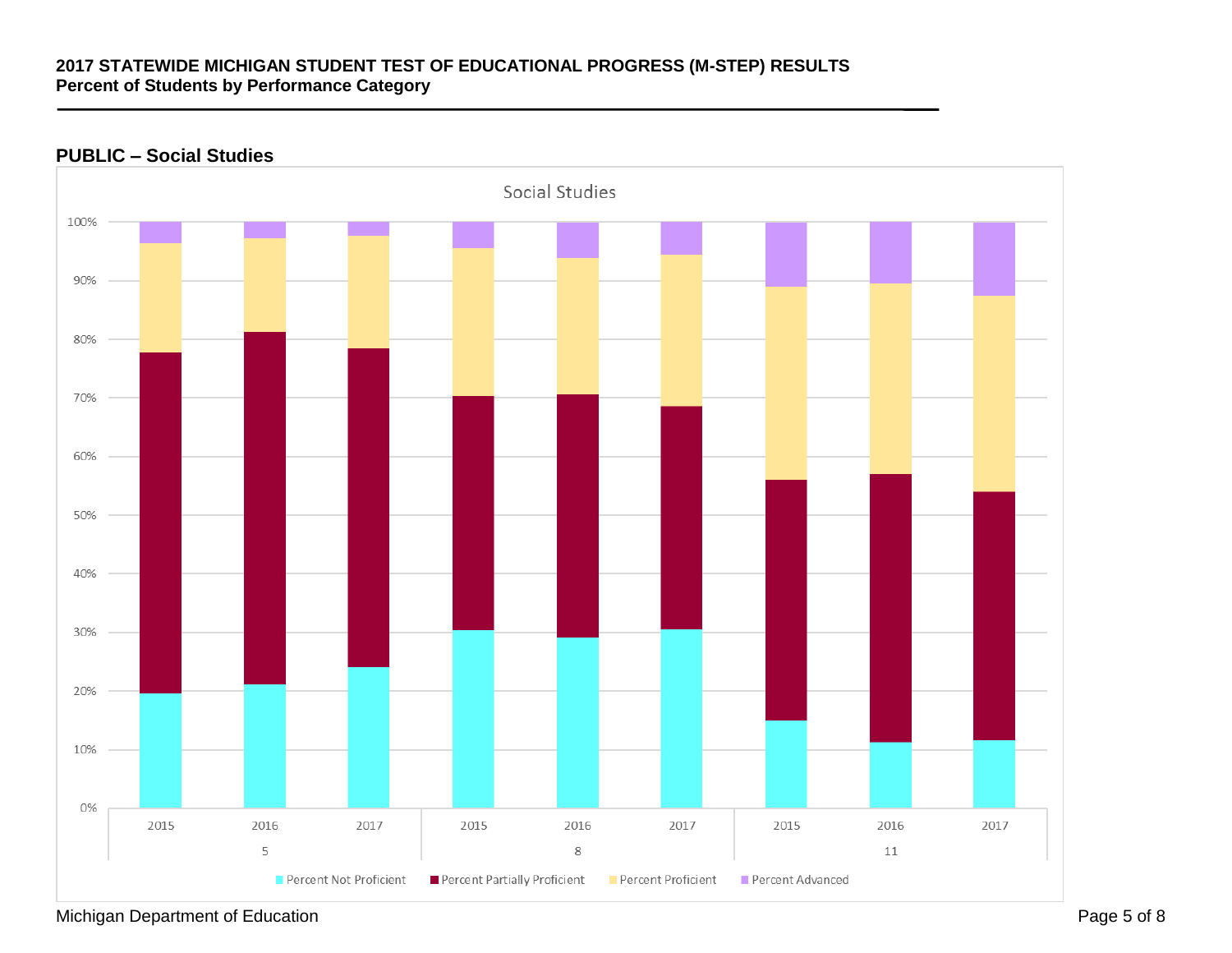## 2017 STATEWIDE MICHIGAN STUDENT TEST OF EDUCATIONAL PROGRESS (M-STEP) RESULTS
**Percent of Students by Performance Category**

### PUBLIC – Social Studies

Social Studies

100%
90%
80%
70%
60%
50%
40%
30%
20%
10%
0%

2015 2016 2017 2015 2016 2017 2015 2016 2017

5 8 11

Percent Not Proficient Percent Partially Proficient Percent Proficient Percent Advanced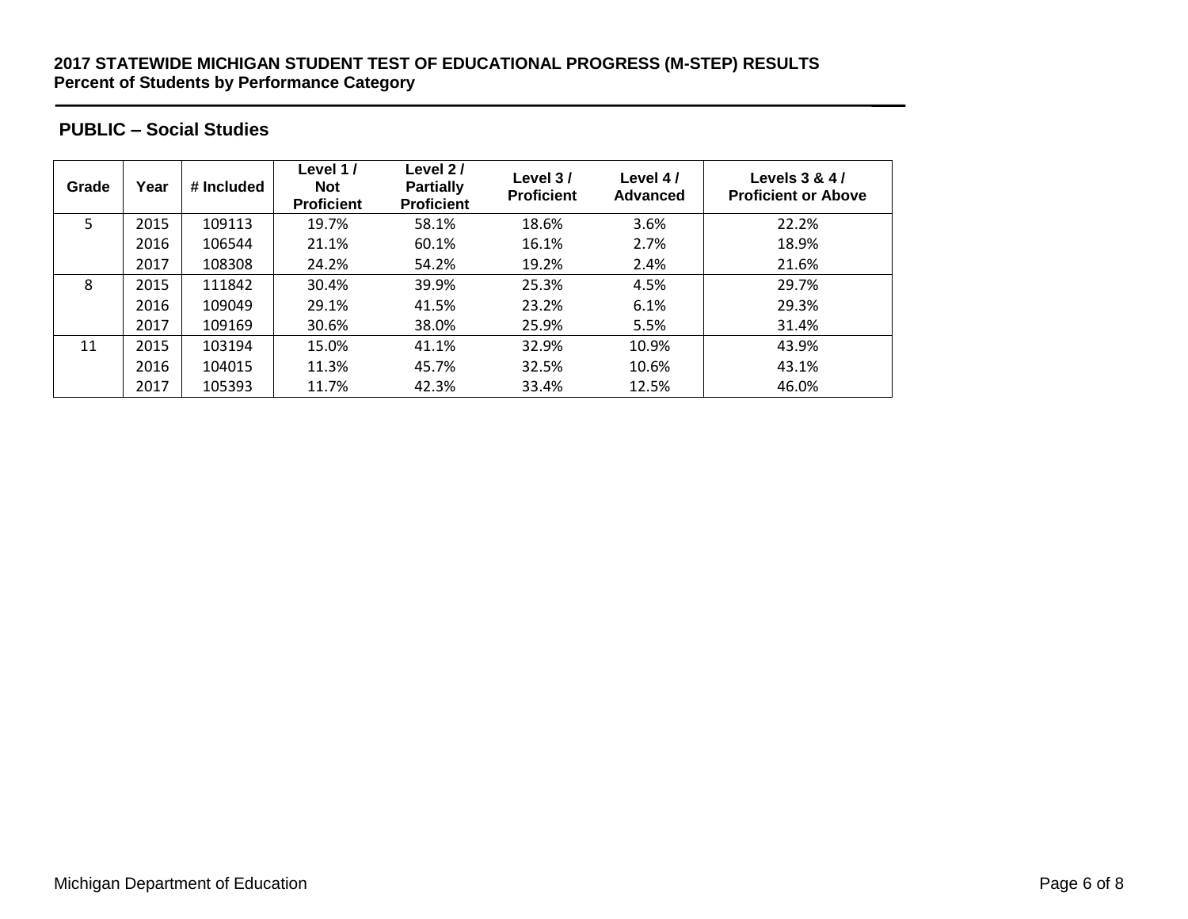**2017 STATEWIDE MICHIGAN STUDENT TEST OF EDUCATIONAL PROGRESS (M-STEP) RESULTS**
**Percent of Students by Performance Category**

## PUBLIC – Social Studies

| Grade | Year | # Included | Level 1 / Not Proficient | Level 2 / Partially Proficient | Level 3 / Proficient | Level 4 / Advanced | Levels 3 & 4 / Proficient or Above |
|---|---|---|---|---|---|---|---|
| 5 | 2015 | 109113 | 19.7% | 58.1% | 18.6% | 3.6% | 22.2% |
| | 2016 | 106544 | 21.1% | 60.1% | 16.1% | 2.7% | 18.9% |
| | 2017 | 108308 | 24.2% | 54.2% | 19.2% | 2.4% | 21.6% |
| 8 | 2015 | 111842 | 30.4% | 39.9% | 25.3% | 4.5% | 29.7% |
| | 2016 | 109049 | 29.1% | 41.5% | 23.2% | 6.1% | 29.3% |
| | 2017 | 109169 | 30.6% | 38.0% | 25.9% | 5.5% | 31.4% |
| 11 | 2015 | 103194 | 15.0% | 41.1% | 32.9% | 10.9% | 43.9% |
| | 2016 | 104015 | 11.3% | 45.7% | 32.5% | 10.6% | 43.1% |
| | 2017 | 105393 | 11.7% | 42.3% | 33.4% | 12.5% | 46.0% |

Michigan Department of Education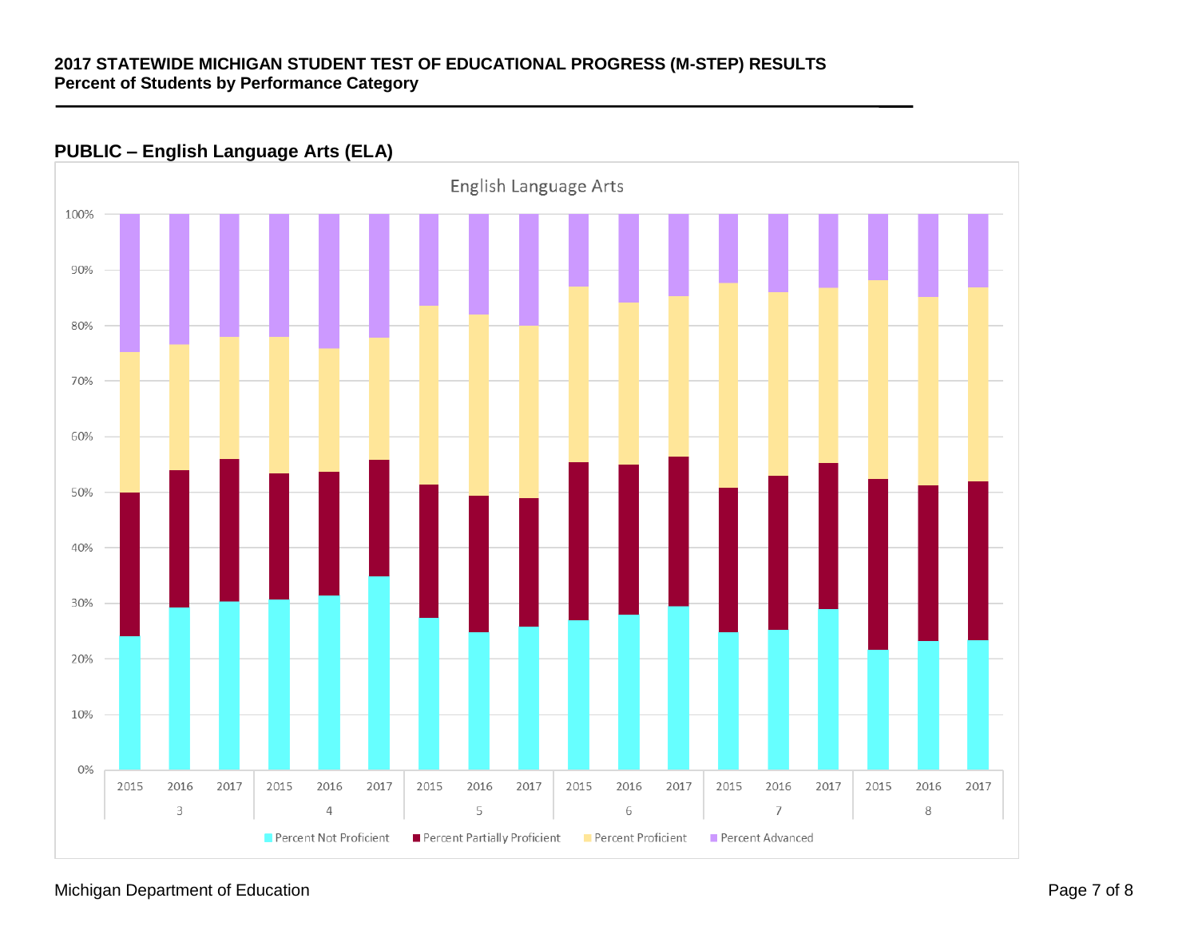**2017 STATEWIDE MICHIGAN STUDENT TEST OF EDUCATIONAL PROGRESS (M-STEP) RESULTS**
**Percent of Students by Performance Category**

## PUBLIC – English Language Arts (ELA)

English Language Arts

100%
90%
80%
70%
60%
50%
40%
30%
20%
10%
0%

2015 2016 2017 | 2015 2016 2017 | 2015 2016 2017 | 2015 2016 2017 | 2015 2016 2017 | 2015 2016 2017

3 | 4 | 5 | 6 | 7 | 8

Percent Not Proficient | Percent Partially Proficient | Percent Proficient | Percent Advanced

Michigan Department of Education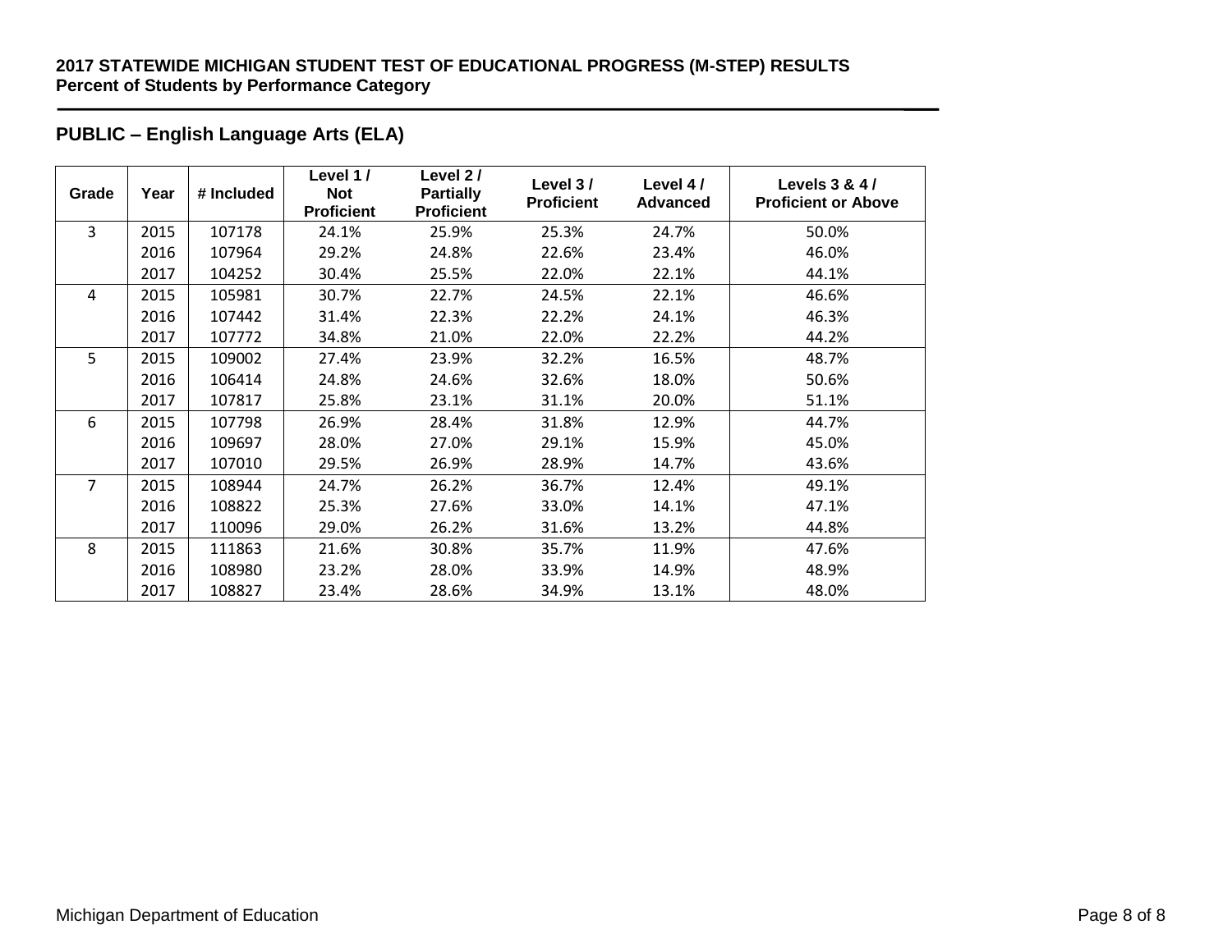**2017 STATEWIDE MICHIGAN STUDENT TEST OF EDUCATIONAL PROGRESS (M-STEP) RESULTS**
**Percent of Students by Performance Category**

## PUBLIC – English Language Arts (ELA)

| Grade | Year | # Included | Level 1 / Not Proficient | Level 2 / Partially Proficient | Level 3 / Proficient | Level 4 / Advanced | Levels 3 & 4 / Proficient or Above |
|---|---|---|---|---|---|---|---|
| 3 | 2015 | 107178 | 24.1% | 25.9% | 25.3% | 24.7% | 50.0% |
| | 2016 | 107964 | 29.2% | 24.8% | 22.6% | 23.4% | 46.0% |
| | 2017 | 104252 | 30.4% | 25.5% | 22.0% | 22.1% | 44.1% |
| 4 | 2015 | 105981 | 30.7% | 22.7% | 24.5% | 22.1% | 46.6% |
| | 2016 | 107442 | 31.4% | 22.3% | 22.2% | 24.1% | 46.3% |
| | 2017 | 107772 | 34.8% | 21.0% | 22.0% | 22.2% | 44.2% |
| 5 | 2015 | 109002 | 27.4% | 23.9% | 32.2% | 16.5% | 48.7% |
| | 2016 | 106414 | 24.8% | 24.6% | 32.6% | 18.0% | 50.6% |
| | 2017 | 107817 | 25.8% | 23.1% | 31.1% | 20.0% | 51.1% |
| 6 | 2015 | 107798 | 26.9% | 28.4% | 31.8% | 12.9% | 44.7% |
| | 2016 | 109697 | 28.0% | 27.0% | 29.1% | 15.9% | 45.0% |
| | 2017 | 107010 | 29.5% | 26.9% | 28.9% | 14.7% | 43.6% |
| 7 | 2015 | 108944 | 24.7% | 26.2% | 36.7% | 12.4% | 49.1% |
| | 2016 | 108822 | 25.3% | 27.6% | 33.0% | 14.1% | 47.1% |
| | 2017 | 110096 | 29.0% | 26.2% | 31.6% | 13.2% | 44.8% |
| 8 | 2015 | 111863 | 21.6% | 30.8% | 35.7% | 11.9% | 47.6% |
| | 2016 | 108980 | 23.2% | 28.0% | 33.9% | 14.9% | 48.9% |
| | 2017 | 108827 | 23.4% | 28.6% | 34.9% | 13.1% | 48.0% |

Michigan Department of Education